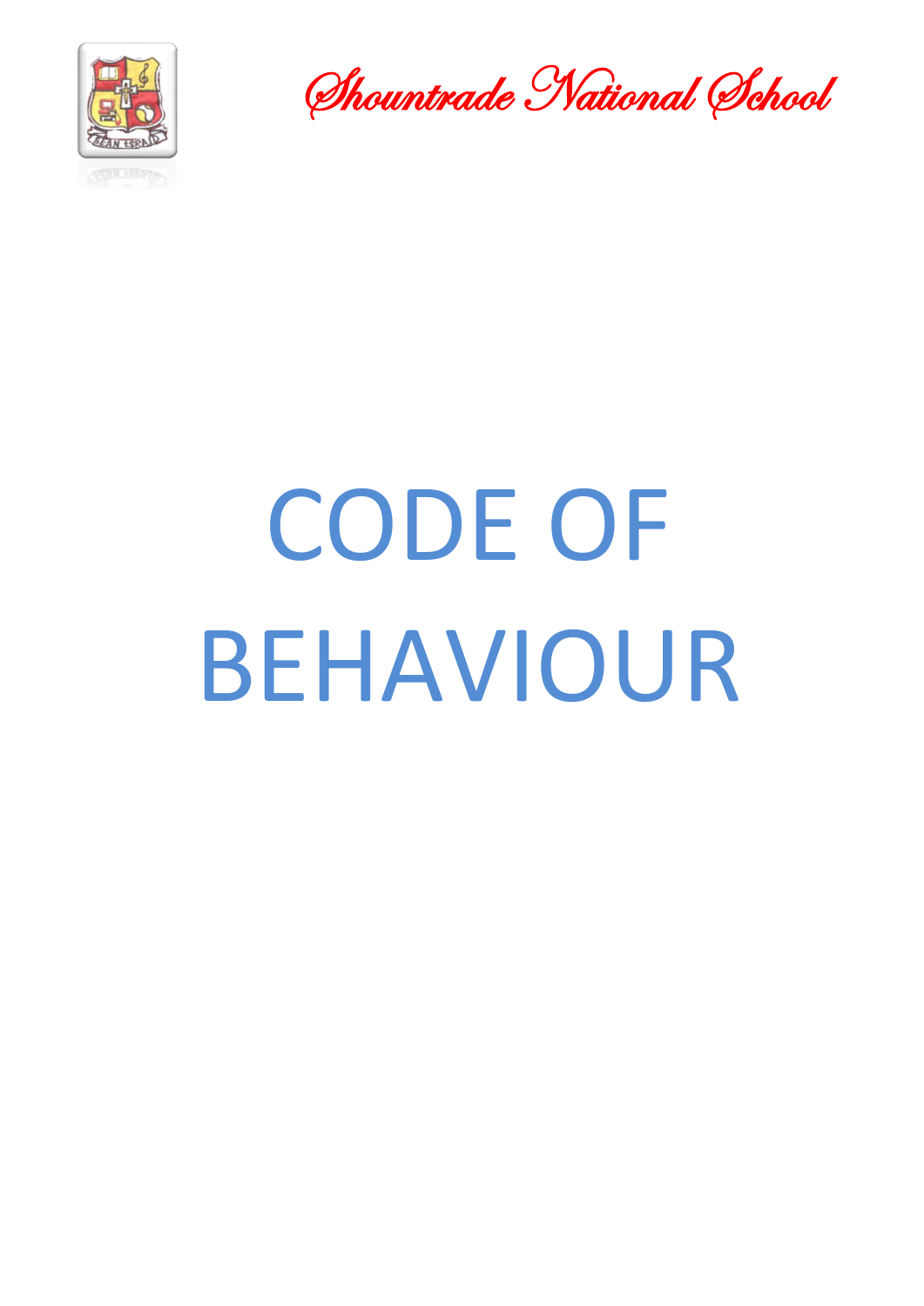*Shountrade National School*

# CODE OF BEHAVIOUR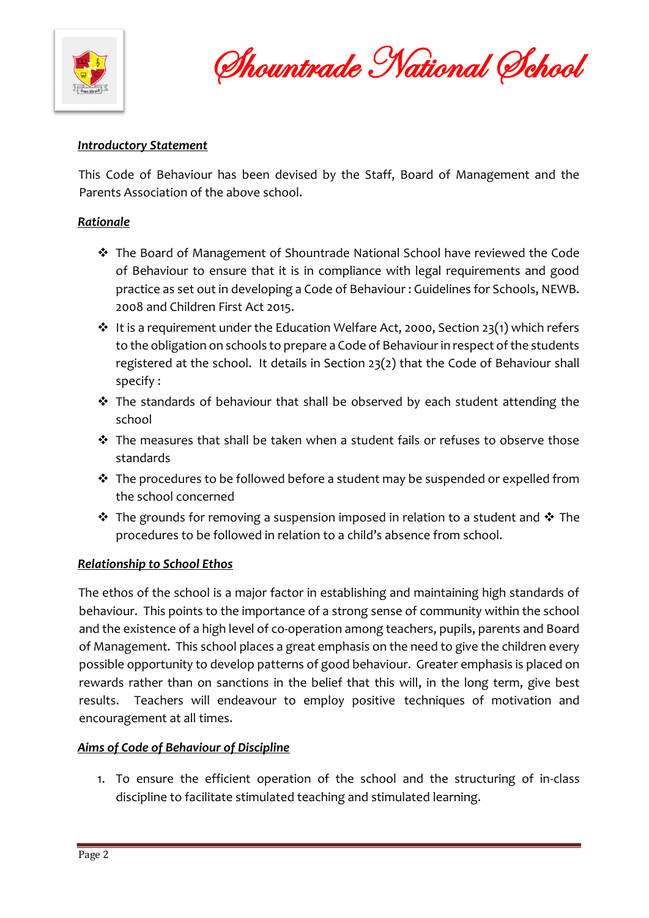### ***Introductory Statement***

This Code of Behaviour has been devised by the Staff, Board of Management and the Parents Association of the above school.

### ***Rationale***

- The Board of Management of Shountrade National School have reviewed the Code of Behaviour to ensure that it is in compliance with legal requirements and good practice as set out in developing a Code of Behaviour : Guidelines for Schools, NEWB. 2008 and Children First Act 2015.
- It is a requirement under the Education Welfare Act, 2000, Section 23(1) which refers to the obligation on schools to prepare a Code of Behaviour in respect of the students registered at the school. It details in Section 23(2) that the Code of Behaviour shall specify :
- The standards of behaviour that shall be observed by each student attending the school
- The measures that shall be taken when a student fails or refuses to observe those standards
- The procedures to be followed before a student may be suspended or expelled from the school concerned
- The grounds for removing a suspension imposed in relation to a student and ❖ The procedures to be followed in relation to a child's absence from school.

### ***Relationship to School Ethos***

The ethos of the school is a major factor in establishing and maintaining high standards of behaviour. This points to the importance of a strong sense of community within the school and the existence of a high level of co-operation among teachers, pupils, parents and Board of Management. This school places a great emphasis on the need to give the children every possible opportunity to develop patterns of good behaviour. Greater emphasis is placed on rewards rather than on sanctions in the belief that this will, in the long term, give best results. Teachers will endeavour to employ positive techniques of motivation and encouragement at all times.

### ***Aims of Code of Behaviour of Discipline***

1. To ensure the efficient operation of the school and the structuring of in-class discipline to facilitate stimulated teaching and stimulated learning.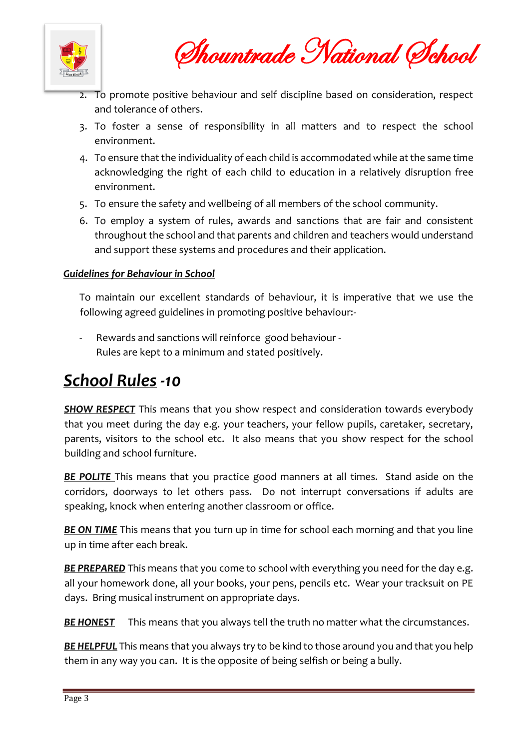2. To promote positive behaviour and self discipline based on consideration, respect and tolerance of others.
3. To foster a sense of responsibility in all matters and to respect the school environment.
4. To ensure that the individuality of each child is accommodated while at the same time acknowledging the right of each child to education in a relatively disruption free environment.
5. To ensure the safety and wellbeing of all members of the school community.
6. To employ a system of rules, awards and sanctions that are fair and consistent throughout the school and that parents and children and teachers would understand and support these systems and procedures and their application.

***Guidelines for Behaviour in School***

To maintain our excellent standards of behaviour, it is imperative that we use the following agreed guidelines in promoting positive behaviour:-

- Rewards and sanctions will reinforce good behaviour - Rules are kept to a minimum and stated positively.

## *School Rules -10*

***SHOW RESPECT*** This means that you show respect and consideration towards everybody that you meet during the day e.g. your teachers, your fellow pupils, caretaker, secretary, parents, visitors to the school etc. It also means that you show respect for the school building and school furniture.

***BE POLITE*** This means that you practice good manners at all times. Stand aside on the corridors, doorways to let others pass. Do not interrupt conversations if adults are speaking, knock when entering another classroom or office.

***BE ON TIME*** This means that you turn up in time for school each morning and that you line up in time after each break.

***BE PREPARED*** This means that you come to school with everything you need for the day e.g. all your homework done, all your books, your pens, pencils etc. Wear your tracksuit on PE days. Bring musical instrument on appropriate days.

***BE HONEST*** This means that you always tell the truth no matter what the circumstances.

***BE HELPFUL*** This means that you always try to be kind to those around you and that you help them in any way you can. It is the opposite of being selfish or being a bully.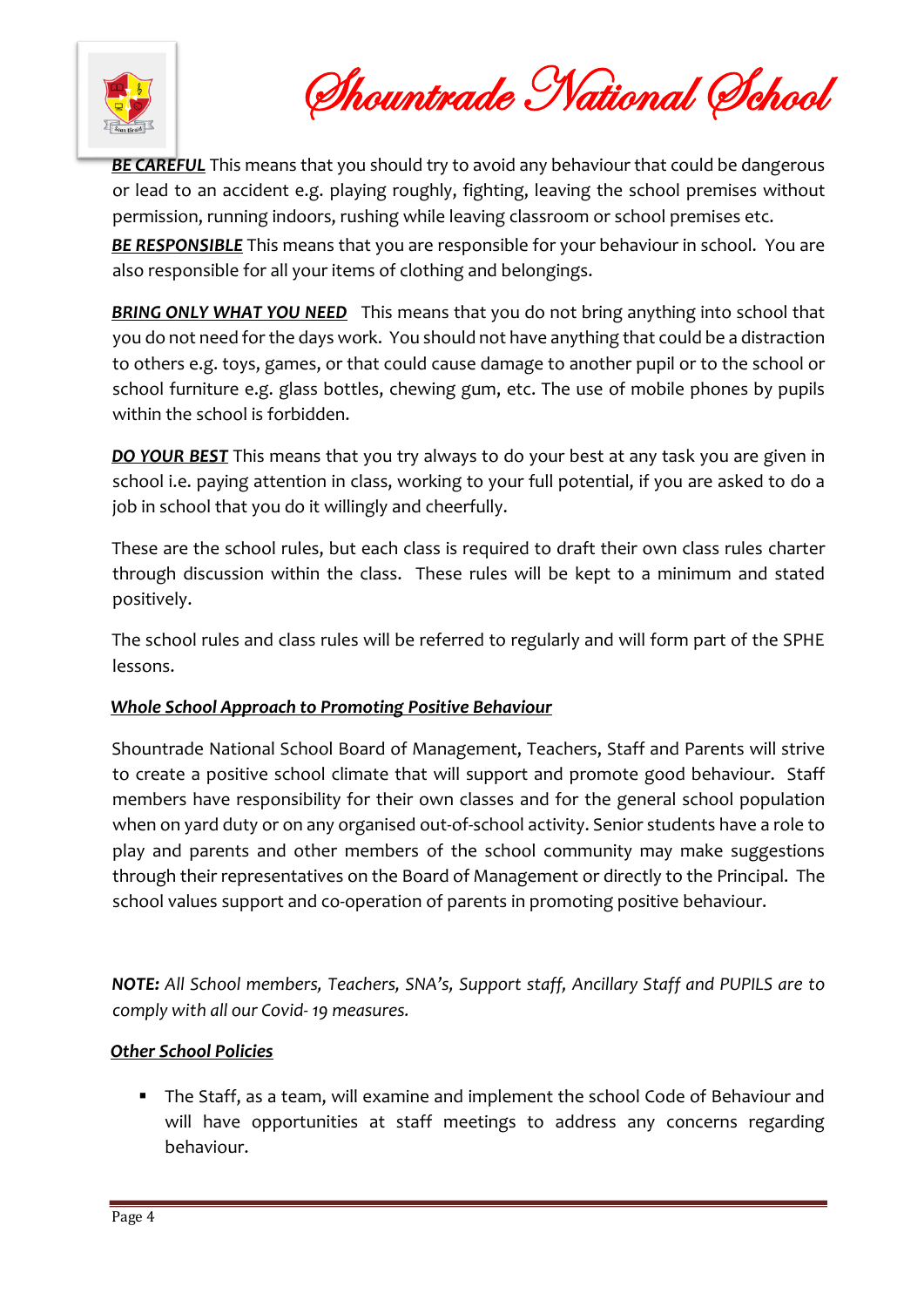***BE CAREFUL*** This means that you should try to avoid any behaviour that could be dangerous or lead to an accident e.g. playing roughly, fighting, leaving the school premises without permission, running indoors, rushing while leaving classroom or school premises etc.

***BE RESPONSIBLE*** This means that you are responsible for your behaviour in school. You are also responsible for all your items of clothing and belongings.

***BRING ONLY WHAT YOU NEED*** This means that you do not bring anything into school that you do not need for the days work. You should not have anything that could be a distraction to others e.g. toys, games, or that could cause damage to another pupil or to the school or school furniture e.g. glass bottles, chewing gum, etc. The use of mobile phones by pupils within the school is forbidden.

***DO YOUR BEST*** This means that you try always to do your best at any task you are given in school i.e. paying attention in class, working to your full potential, if you are asked to do a job in school that you do it willingly and cheerfully.

These are the school rules, but each class is required to draft their own class rules charter through discussion within the class. These rules will be kept to a minimum and stated positively.

The school rules and class rules will be referred to regularly and will form part of the SPHE lessons.

***Whole School Approach to Promoting Positive Behaviour***

Shountrade National School Board of Management, Teachers, Staff and Parents will strive to create a positive school climate that will support and promote good behaviour. Staff members have responsibility for their own classes and for the general school population when on yard duty or on any organised out-of-school activity. Senior students have a role to play and parents and other members of the school community may make suggestions through their representatives on the Board of Management or directly to the Principal. The school values support and co-operation of parents in promoting positive behaviour.

***NOTE:*** *All School members, Teachers, SNA's, Support staff, Ancillary Staff and PUPILS are to comply with all our Covid- 19 measures.*

***Other School Policies***

- The Staff, as a team, will examine and implement the school Code of Behaviour and will have opportunities at staff meetings to address any concerns regarding behaviour.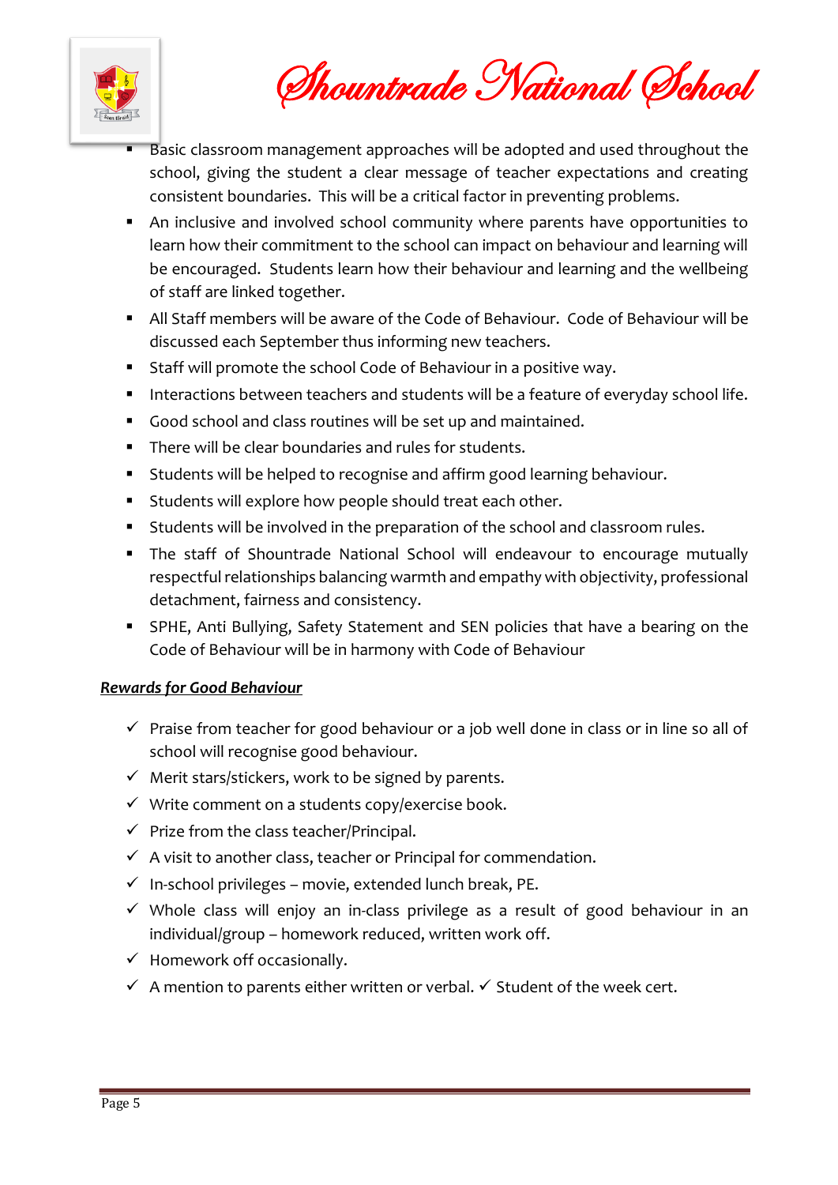- Basic classroom management approaches will be adopted and used throughout the school, giving the student a clear message of teacher expectations and creating consistent boundaries. This will be a critical factor in preventing problems.
- An inclusive and involved school community where parents have opportunities to learn how their commitment to the school can impact on behaviour and learning will be encouraged. Students learn how their behaviour and learning and the wellbeing of staff are linked together.
- All Staff members will be aware of the Code of Behaviour. Code of Behaviour will be discussed each September thus informing new teachers.
- Staff will promote the school Code of Behaviour in a positive way.
- Interactions between teachers and students will be a feature of everyday school life.
- Good school and class routines will be set up and maintained.
- There will be clear boundaries and rules for students.
- Students will be helped to recognise and affirm good learning behaviour.
- Students will explore how people should treat each other.
- Students will be involved in the preparation of the school and classroom rules.
- The staff of Shountrade National School will endeavour to encourage mutually respectful relationships balancing warmth and empathy with objectivity, professional detachment, fairness and consistency.
- SPHE, Anti Bullying, Safety Statement and SEN policies that have a bearing on the Code of Behaviour will be in harmony with Code of Behaviour

***<u>Rewards for Good Behaviour</u>***

- ✓ Praise from teacher for good behaviour or a job well done in class or in line so all of school will recognise good behaviour.
- ✓ Merit stars/stickers, work to be signed by parents.
- ✓ Write comment on a students copy/exercise book.
- ✓ Prize from the class teacher/Principal.
- ✓ A visit to another class, teacher or Principal for commendation.
- ✓ In-school privileges – movie, extended lunch break, PE.
- ✓ Whole class will enjoy an in-class privilege as a result of good behaviour in an individual/group – homework reduced, written work off.
- ✓ Homework off occasionally.
- ✓ A mention to parents either written or verbal. ✓ Student of the week cert.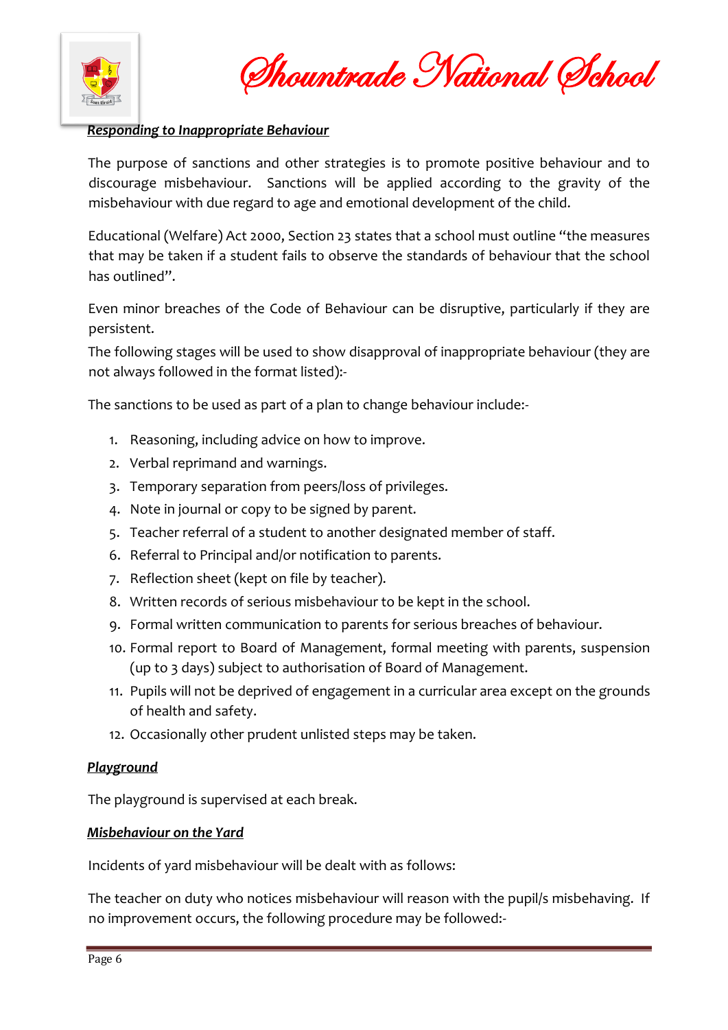### ***Responding to Inappropriate Behaviour***

The purpose of sanctions and other strategies is to promote positive behaviour and to discourage misbehaviour. Sanctions will be applied according to the gravity of the misbehaviour with due regard to age and emotional development of the child.

Educational (Welfare) Act 2000, Section 23 states that a school must outline "the measures that may be taken if a student fails to observe the standards of behaviour that the school has outlined".

Even minor breaches of the Code of Behaviour can be disruptive, particularly if they are persistent.

The following stages will be used to show disapproval of inappropriate behaviour (they are not always followed in the format listed):-

The sanctions to be used as part of a plan to change behaviour include:-

1. Reasoning, including advice on how to improve.
2. Verbal reprimand and warnings.
3. Temporary separation from peers/loss of privileges.
4. Note in journal or copy to be signed by parent.
5. Teacher referral of a student to another designated member of staff.
6. Referral to Principal and/or notification to parents.
7. Reflection sheet (kept on file by teacher).
8. Written records of serious misbehaviour to be kept in the school.
9. Formal written communication to parents for serious breaches of behaviour.
10. Formal report to Board of Management, formal meeting with parents, suspension (up to 3 days) subject to authorisation of Board of Management.
11. Pupils will not be deprived of engagement in a curricular area except on the grounds of health and safety.
12. Occasionally other prudent unlisted steps may be taken.

### ***Playground***

The playground is supervised at each break.

### ***Misbehaviour on the Yard***

Incidents of yard misbehaviour will be dealt with as follows:

The teacher on duty who notices misbehaviour will reason with the pupil/s misbehaving. If no improvement occurs, the following procedure may be followed:-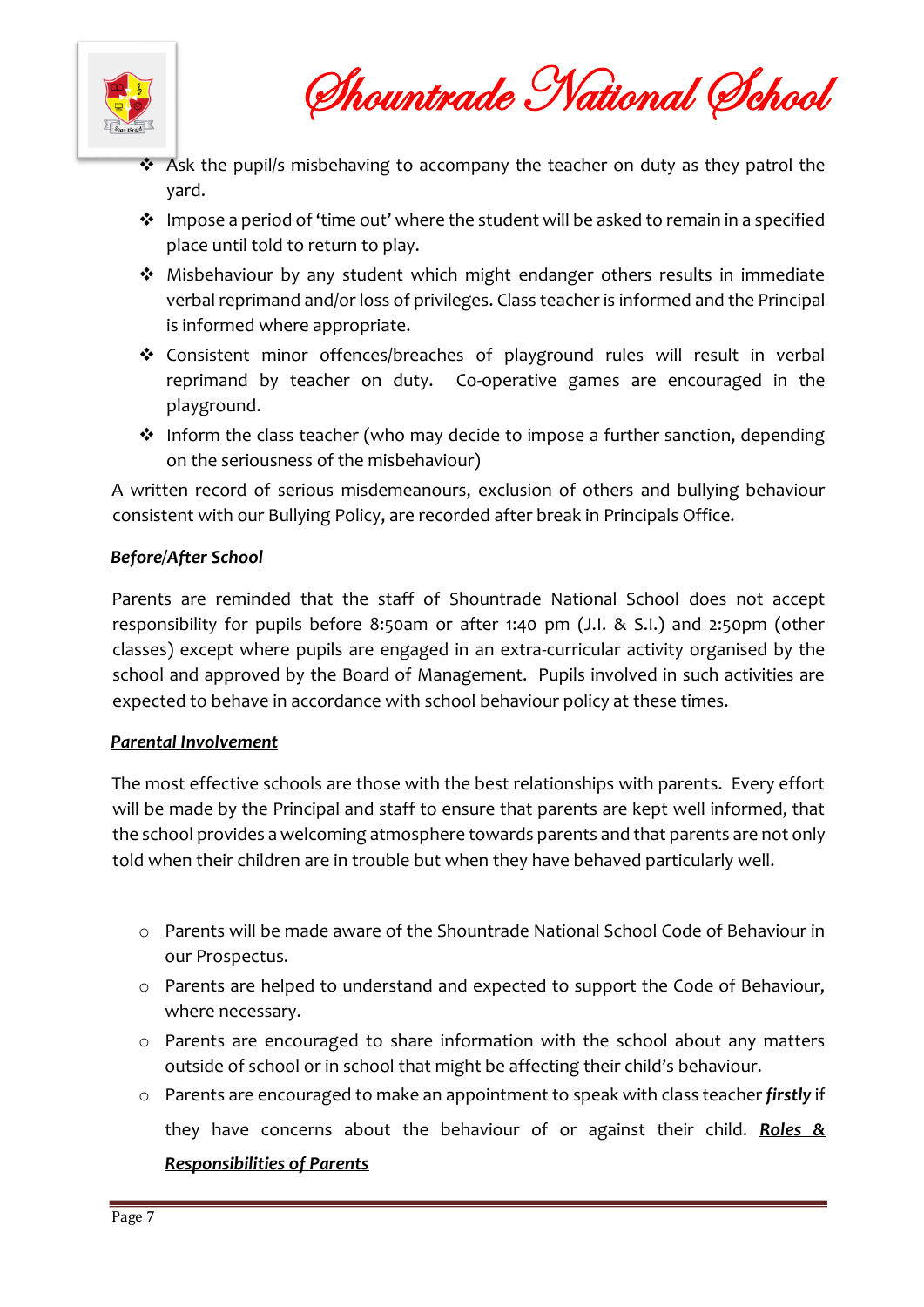- Ask the pupil/s misbehaving to accompany the teacher on duty as they patrol the yard.
- Impose a period of 'time out' where the student will be asked to remain in a specified place until told to return to play.
- Misbehaviour by any student which might endanger others results in immediate verbal reprimand and/or loss of privileges. Class teacher is informed and the Principal is informed where appropriate.
- Consistent minor offences/breaches of playground rules will result in verbal reprimand by teacher on duty. Co-operative games are encouraged in the playground.
- Inform the class teacher (who may decide to impose a further sanction, depending on the seriousness of the misbehaviour)

A written record of serious misdemeanours, exclusion of others and bullying behaviour consistent with our Bullying Policy, are recorded after break in Principals Office.

***Before/After School***

Parents are reminded that the staff of Shountrade National School does not accept responsibility for pupils before 8:50am or after 1:40 pm (J.I. & S.I.) and 2:50pm (other classes) except where pupils are engaged in an extra-curricular activity organised by the school and approved by the Board of Management. Pupils involved in such activities are expected to behave in accordance with school behaviour policy at these times.

***Parental Involvement***

The most effective schools are those with the best relationships with parents. Every effort will be made by the Principal and staff to ensure that parents are kept well informed, that the school provides a welcoming atmosphere towards parents and that parents are not only told when their children are in trouble but when they have behaved particularly well.

- Parents will be made aware of the Shountrade National School Code of Behaviour in our Prospectus.
- Parents are helped to understand and expected to support the Code of Behaviour, where necessary.
- Parents are encouraged to share information with the school about any matters outside of school or in school that might be affecting their child's behaviour.
- Parents are encouraged to make an appointment to speak with class teacher ***firstly*** if they have concerns about the behaviour of or against their child. ***Roles & Responsibilities of Parents***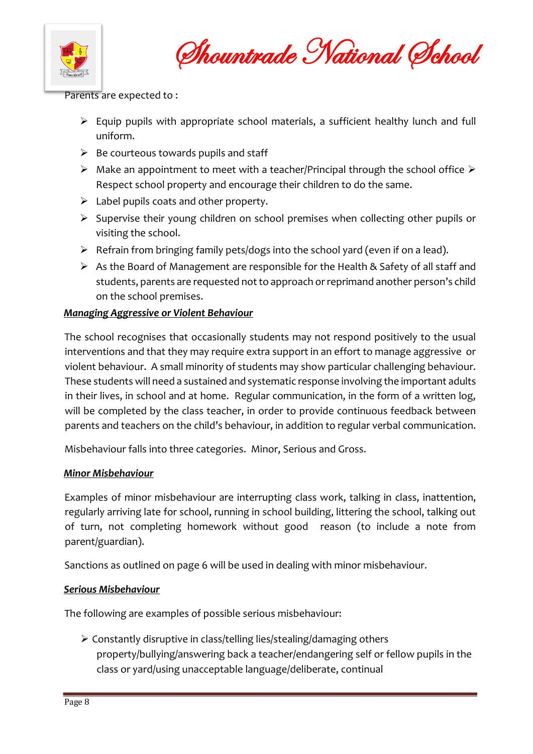Parents are expected to :

- Equip pupils with appropriate school materials, a sufficient healthy lunch and full uniform.
- Be courteous towards pupils and staff
- Make an appointment to meet with a teacher/Principal through the school office
- Respect school property and encourage their children to do the same.
- Label pupils coats and other property.
- Supervise their young children on school premises when collecting other pupils or visiting the school.
- Refrain from bringing family pets/dogs into the school yard (even if on a lead).
- As the Board of Management are responsible for the Health & Safety of all staff and students, parents are requested not to approach or reprimand another person's child on the school premises.

***Managing Aggressive or Violent Behaviour***

The school recognises that occasionally students may not respond positively to the usual interventions and that they may require extra support in an effort to manage aggressive or violent behaviour. A small minority of students may show particular challenging behaviour. These students will need a sustained and systematic response involving the important adults in their lives, in school and at home. Regular communication, in the form of a written log, will be completed by the class teacher, in order to provide continuous feedback between parents and teachers on the child's behaviour, in addition to regular verbal communication.

Misbehaviour falls into three categories. Minor, Serious and Gross.

***Minor Misbehaviour***

Examples of minor misbehaviour are interrupting class work, talking in class, inattention, regularly arriving late for school, running in school building, littering the school, talking out of turn, not completing homework without good reason (to include a note from parent/guardian).

Sanctions as outlined on page 6 will be used in dealing with minor misbehaviour.

***Serious Misbehaviour***

The following are examples of possible serious misbehaviour:

- Constantly disruptive in class/telling lies/stealing/damaging others property/bullying/answering back a teacher/endangering self or fellow pupils in the class or yard/using unacceptable language/deliberate, continual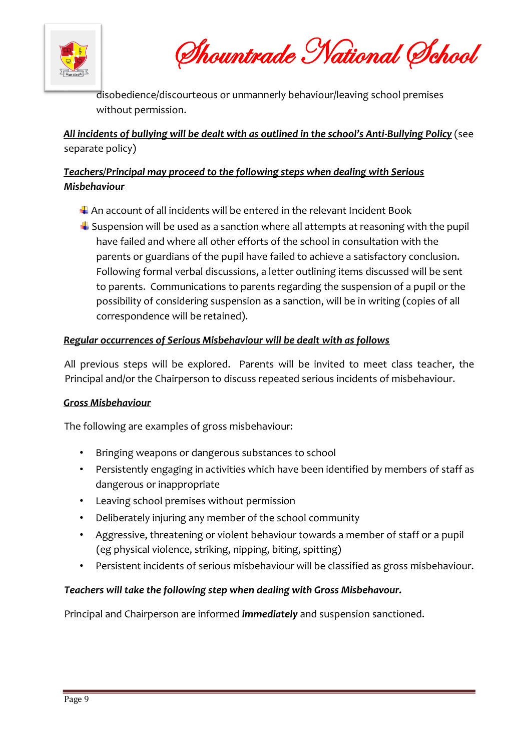disobedience/discourteous or unmannerly behaviour/leaving school premises without permission.

***All incidents of bullying will be dealt with as outlined in the school's Anti-Bullying Policy*** (see separate policy)

***Teachers/Principal may proceed to the following steps when dealing with Serious Misbehaviour***

- An account of all incidents will be entered in the relevant Incident Book
- Suspension will be used as a sanction where all attempts at reasoning with the pupil have failed and where all other efforts of the school in consultation with the parents or guardians of the pupil have failed to achieve a satisfactory conclusion. Following formal verbal discussions, a letter outlining items discussed will be sent to parents. Communications to parents regarding the suspension of a pupil or the possibility of considering suspension as a sanction, will be in writing (copies of all correspondence will be retained).

***Regular occurrences of Serious Misbehaviour will be dealt with as follows***

All previous steps will be explored. Parents will be invited to meet class teacher, the Principal and/or the Chairperson to discuss repeated serious incidents of misbehaviour.

***Gross Misbehaviour***

The following are examples of gross misbehaviour:

- Bringing weapons or dangerous substances to school
- Persistently engaging in activities which have been identified by members of staff as dangerous or inappropriate
- Leaving school premises without permission
- Deliberately injuring any member of the school community
- Aggressive, threatening or violent behaviour towards a member of staff or a pupil (eg physical violence, striking, nipping, biting, spitting)
- Persistent incidents of serious misbehaviour will be classified as gross misbehaviour.

***Teachers will take the following step when dealing with Gross Misbehavour.***

Principal and Chairperson are informed ***immediately*** and suspension sanctioned.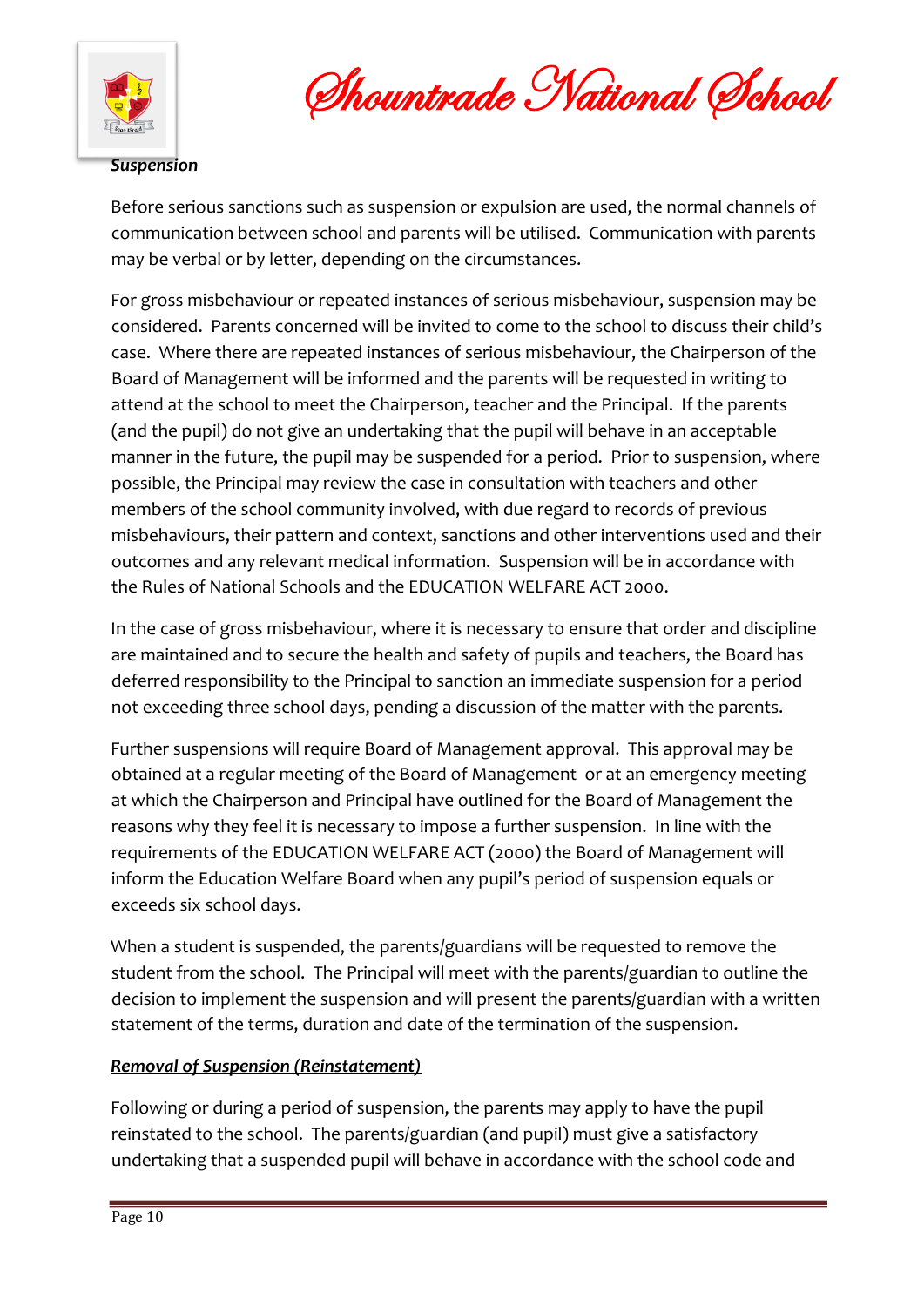***Suspension***

Before serious sanctions such as suspension or expulsion are used, the normal channels of communication between school and parents will be utilised. Communication with parents may be verbal or by letter, depending on the circumstances.

For gross misbehaviour or repeated instances of serious misbehaviour, suspension may be considered. Parents concerned will be invited to come to the school to discuss their child's case. Where there are repeated instances of serious misbehaviour, the Chairperson of the Board of Management will be informed and the parents will be requested in writing to attend at the school to meet the Chairperson, teacher and the Principal. If the parents (and the pupil) do not give an undertaking that the pupil will behave in an acceptable manner in the future, the pupil may be suspended for a period. Prior to suspension, where possible, the Principal may review the case in consultation with teachers and other members of the school community involved, with due regard to records of previous misbehaviours, their pattern and context, sanctions and other interventions used and their outcomes and any relevant medical information. Suspension will be in accordance with the Rules of National Schools and the EDUCATION WELFARE ACT 2000.

In the case of gross misbehaviour, where it is necessary to ensure that order and discipline are maintained and to secure the health and safety of pupils and teachers, the Board has deferred responsibility to the Principal to sanction an immediate suspension for a period not exceeding three school days, pending a discussion of the matter with the parents.

Further suspensions will require Board of Management approval. This approval may be obtained at a regular meeting of the Board of Management or at an emergency meeting at which the Chairperson and Principal have outlined for the Board of Management the reasons why they feel it is necessary to impose a further suspension. In line with the requirements of the EDUCATION WELFARE ACT (2000) the Board of Management will inform the Education Welfare Board when any pupil's period of suspension equals or exceeds six school days.

When a student is suspended, the parents/guardians will be requested to remove the student from the school. The Principal will meet with the parents/guardian to outline the decision to implement the suspension and will present the parents/guardian with a written statement of the terms, duration and date of the termination of the suspension.

***Removal of Suspension (Reinstatement)***

Following or during a period of suspension, the parents may apply to have the pupil reinstated to the school. The parents/guardian (and pupil) must give a satisfactory undertaking that a suspended pupil will behave in accordance with the school code and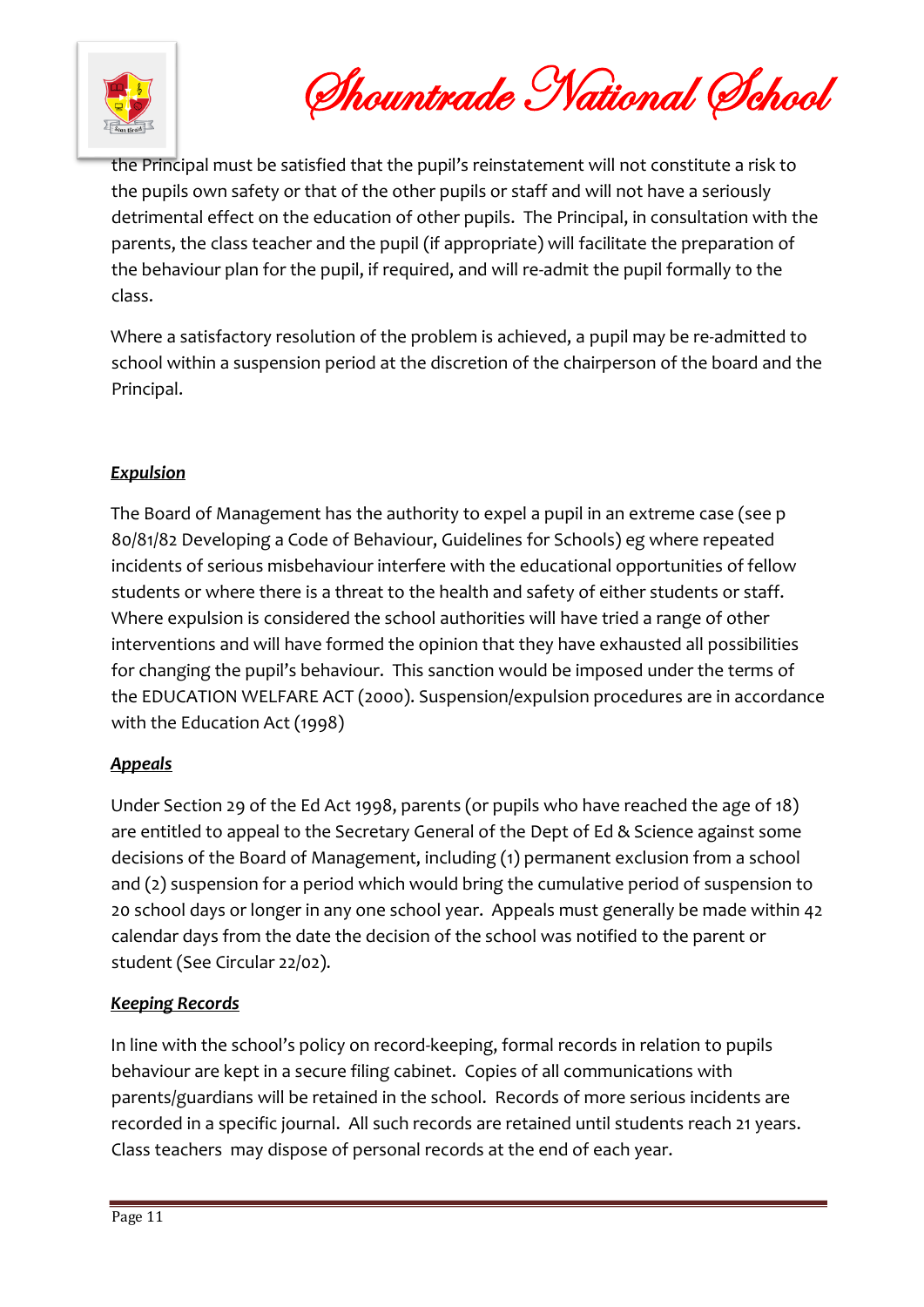the Principal must be satisfied that the pupil's reinstatement will not constitute a risk to the pupils own safety or that of the other pupils or staff and will not have a seriously detrimental effect on the education of other pupils. The Principal, in consultation with the parents, the class teacher and the pupil (if appropriate) will facilitate the preparation of the behaviour plan for the pupil, if required, and will re-admit the pupil formally to the class.

Where a satisfactory resolution of the problem is achieved, a pupil may be re-admitted to school within a suspension period at the discretion of the chairperson of the board and the Principal.

***Expulsion***

The Board of Management has the authority to expel a pupil in an extreme case (see p 80/81/82 Developing a Code of Behaviour, Guidelines for Schools) eg where repeated incidents of serious misbehaviour interfere with the educational opportunities of fellow students or where there is a threat to the health and safety of either students or staff. Where expulsion is considered the school authorities will have tried a range of other interventions and will have formed the opinion that they have exhausted all possibilities for changing the pupil's behaviour. This sanction would be imposed under the terms of the EDUCATION WELFARE ACT (2000). Suspension/expulsion procedures are in accordance with the Education Act (1998)

***Appeals***

Under Section 29 of the Ed Act 1998, parents (or pupils who have reached the age of 18) are entitled to appeal to the Secretary General of the Dept of Ed & Science against some decisions of the Board of Management, including (1) permanent exclusion from a school and (2) suspension for a period which would bring the cumulative period of suspension to 20 school days or longer in any one school year. Appeals must generally be made within 42 calendar days from the date the decision of the school was notified to the parent or student (See Circular 22/02).

***Keeping Records***

In line with the school's policy on record-keeping, formal records in relation to pupils behaviour are kept in a secure filing cabinet. Copies of all communications with parents/guardians will be retained in the school. Records of more serious incidents are recorded in a specific journal. All such records are retained until students reach 21 years. Class teachers may dispose of personal records at the end of each year.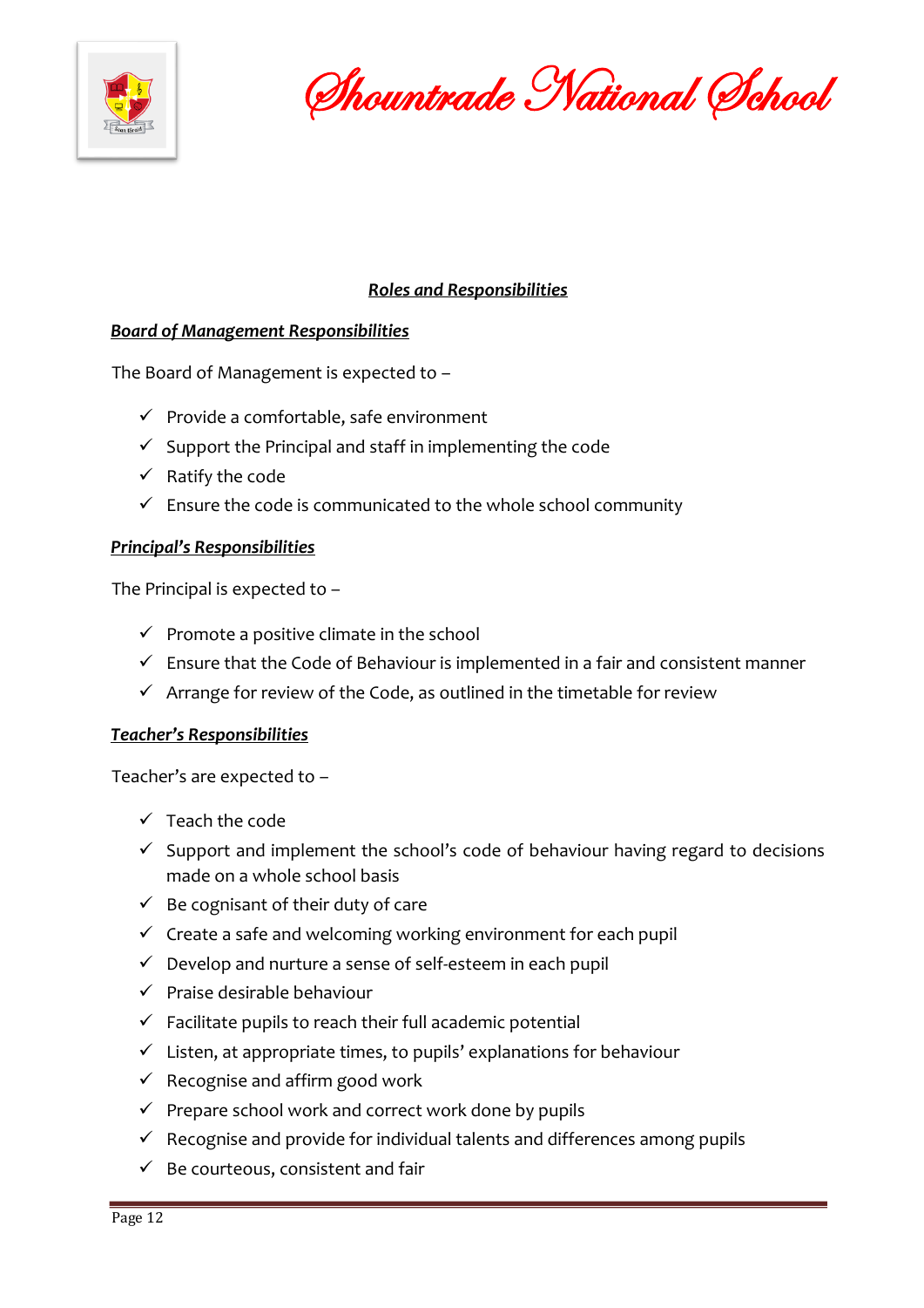## ***Roles and Responsibilities***

### ***Board of Management Responsibilities***

The Board of Management is expected to –

- ✓ Provide a comfortable, safe environment
- ✓ Support the Principal and staff in implementing the code
- ✓ Ratify the code
- ✓ Ensure the code is communicated to the whole school community

### ***Principal's Responsibilities***

The Principal is expected to –

- ✓ Promote a positive climate in the school
- ✓ Ensure that the Code of Behaviour is implemented in a fair and consistent manner
- ✓ Arrange for review of the Code, as outlined in the timetable for review

### ***Teacher's Responsibilities***

Teacher's are expected to –

- ✓ Teach the code
- ✓ Support and implement the school's code of behaviour having regard to decisions made on a whole school basis
- ✓ Be cognisant of their duty of care
- ✓ Create a safe and welcoming working environment for each pupil
- ✓ Develop and nurture a sense of self-esteem in each pupil
- ✓ Praise desirable behaviour
- ✓ Facilitate pupils to reach their full academic potential
- ✓ Listen, at appropriate times, to pupils' explanations for behaviour
- ✓ Recognise and affirm good work
- ✓ Prepare school work and correct work done by pupils
- ✓ Recognise and provide for individual talents and differences among pupils
- ✓ Be courteous, consistent and fair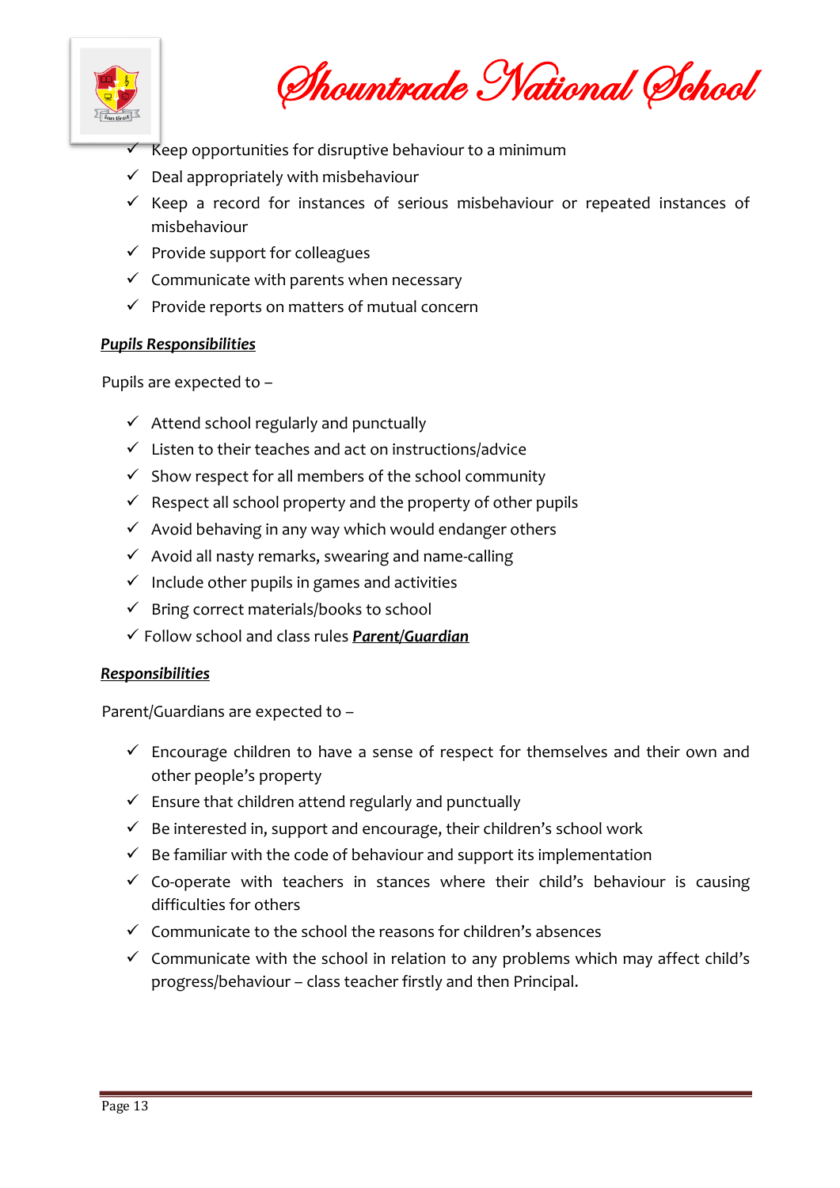- ✓ Keep opportunities for disruptive behaviour to a minimum
- ✓ Deal appropriately with misbehaviour
- ✓ Keep a record for instances of serious misbehaviour or repeated instances of misbehaviour
- ✓ Provide support for colleagues
- ✓ Communicate with parents when necessary
- ✓ Provide reports on matters of mutual concern

***Pupils Responsibilities***

Pupils are expected to –

- ✓ Attend school regularly and punctually
- ✓ Listen to their teaches and act on instructions/advice
- ✓ Show respect for all members of the school community
- ✓ Respect all school property and the property of other pupils
- ✓ Avoid behaving in any way which would endanger others
- ✓ Avoid all nasty remarks, swearing and name-calling
- ✓ Include other pupils in games and activities
- ✓ Bring correct materials/books to school
- ✓ Follow school and class rules ***Parent/Guardian***

***Responsibilities***

Parent/Guardians are expected to –

- ✓ Encourage children to have a sense of respect for themselves and their own and other people's property
- ✓ Ensure that children attend regularly and punctually
- ✓ Be interested in, support and encourage, their children's school work
- ✓ Be familiar with the code of behaviour and support its implementation
- ✓ Co-operate with teachers in stances where their child's behaviour is causing difficulties for others
- ✓ Communicate to the school the reasons for children's absences
- ✓ Communicate with the school in relation to any problems which may affect child's progress/behaviour – class teacher firstly and then Principal.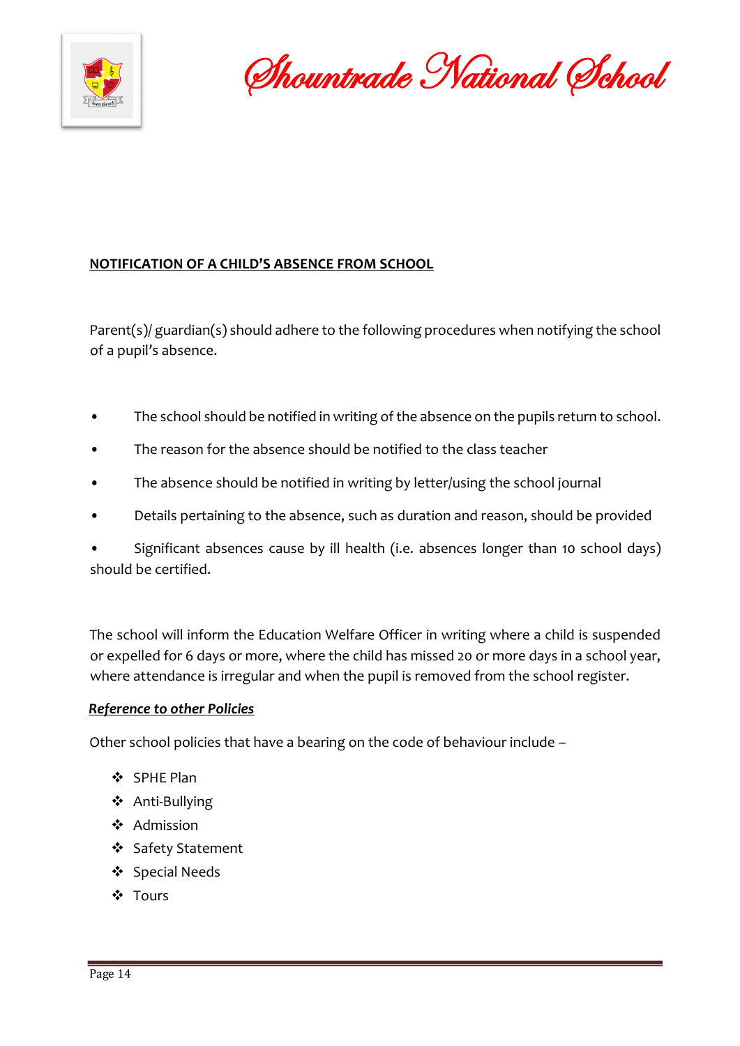## NOTIFICATION OF A CHILD'S ABSENCE FROM SCHOOL

Parent(s)/ guardian(s) should adhere to the following procedures when notifying the school of a pupil's absence.

- The school should be notified in writing of the absence on the pupils return to school.
- The reason for the absence should be notified to the class teacher
- The absence should be notified in writing by letter/using the school journal
- Details pertaining to the absence, such as duration and reason, should be provided
- Significant absences cause by ill health (i.e. absences longer than 10 school days) should be certified.

The school will inform the Education Welfare Officer in writing where a child is suspended or expelled for 6 days or more, where the child has missed 20 or more days in a school year, where attendance is irregular and when the pupil is removed from the school register.

***Reference to other Policies***

Other school policies that have a bearing on the code of behaviour include –

- SPHE Plan
- Anti-Bullying
- Admission
- Safety Statement
- Special Needs
- Tours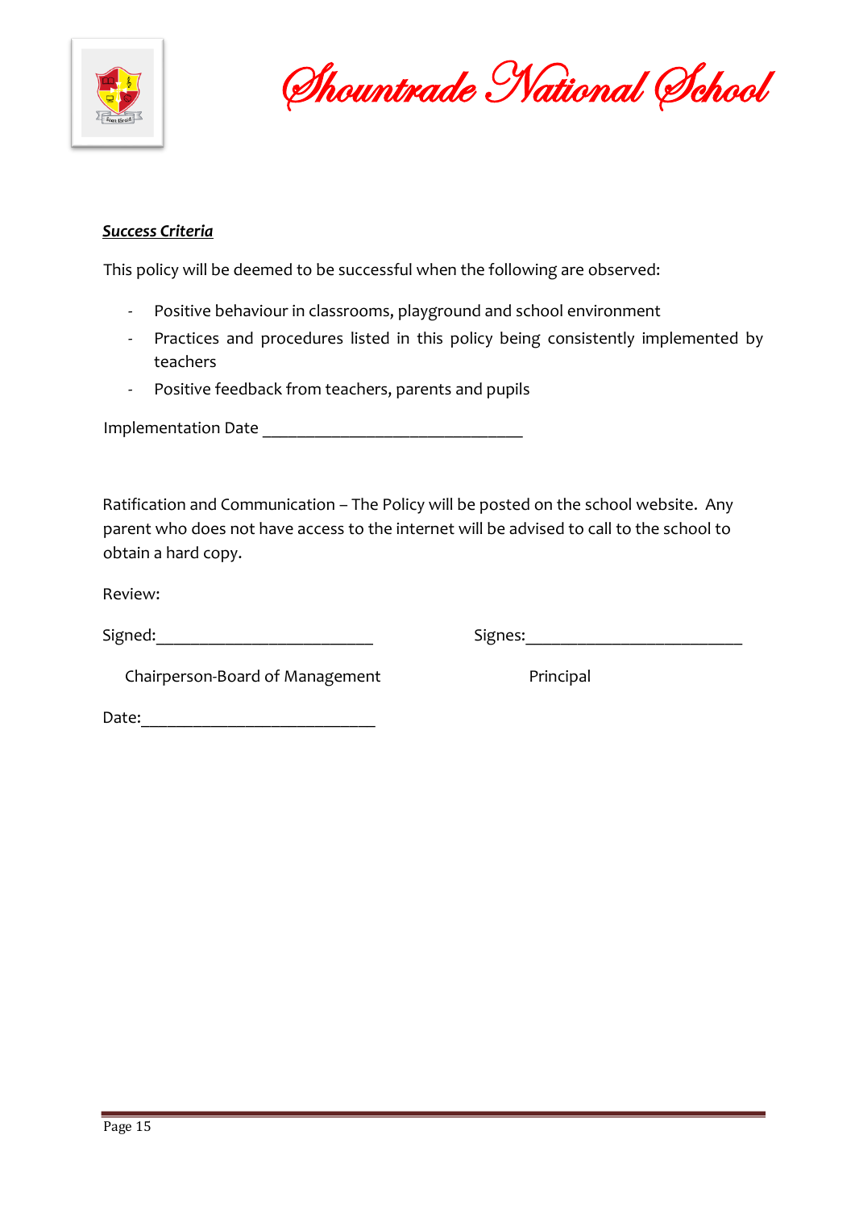***Success Criteria***

This policy will be deemed to be successful when the following are observed:

- Positive behaviour in classrooms, playground and school environment
- Practices and procedures listed in this policy being consistently implemented by teachers
- Positive feedback from teachers, parents and pupils

Implementation Date ______________________________

Ratification and Communication – The Policy will be posted on the school website. Any parent who does not have access to the internet will be advised to call to the school to obtain a hard copy.

Review:

Signed:_________________________ Signes:_________________________

Chairperson-Board of Management Principal

Date:___________________________